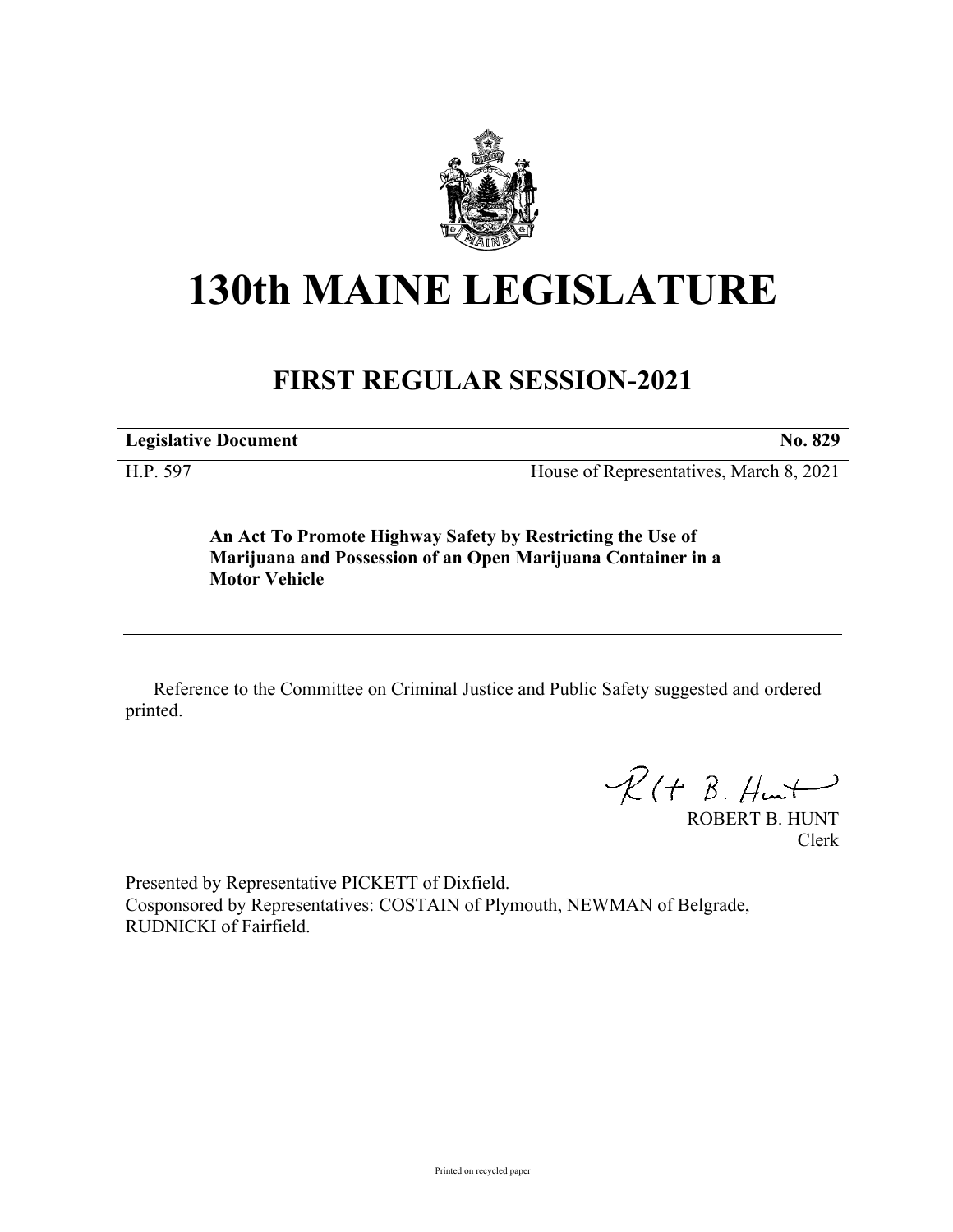# 130th MAINE LEGISLATURE

## FIRST REGULAR SESSION-2021

**Legislative Document** **No. 829**

H.P. 597 House of Representatives, March 8, 2021

**An Act To Promote Highway Safety by Restricting the Use of Marijuana and Possession of an Open Marijuana Container in a Motor Vehicle**

---

Reference to the Committee on Criminal Justice and Public Safety suggested and ordered printed.

ROBERT B. HUNT
Clerk

Presented by Representative PICKETT of Dixfield.
Cosponsored by Representatives: COSTAIN of Plymouth, NEWMAN of Belgrade, RUDNICKI of Fairfield.

Printed on recycled paper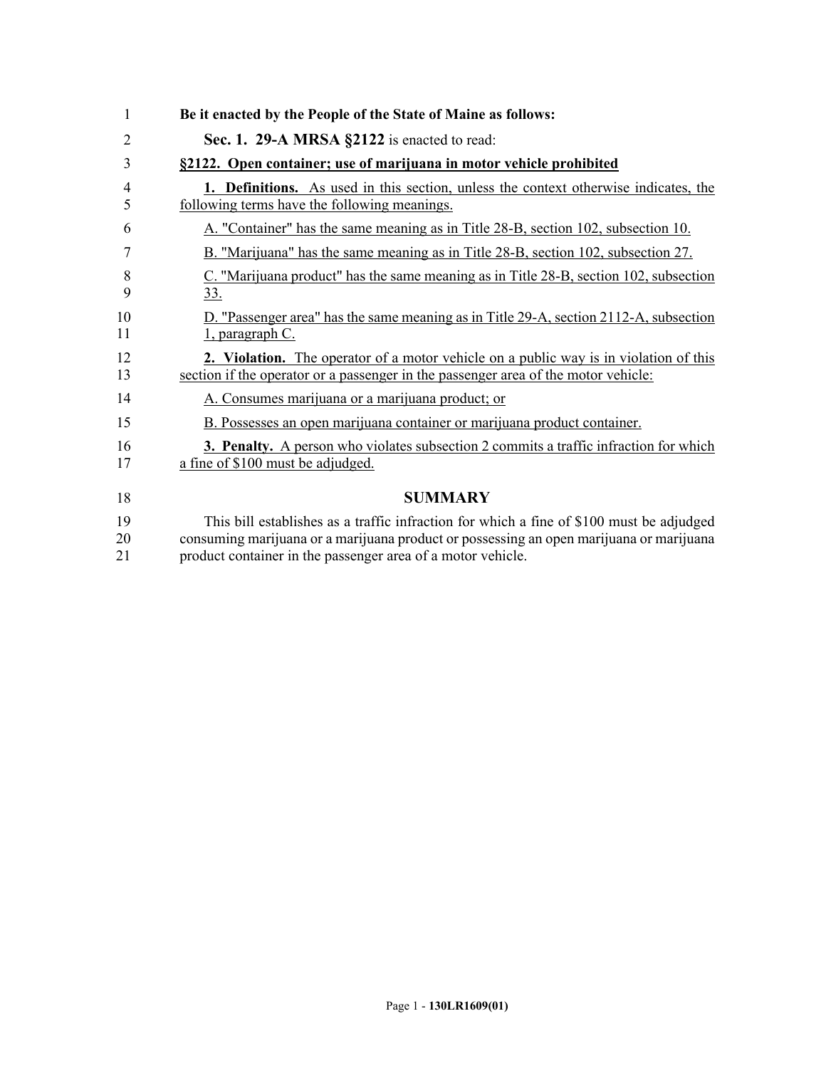**Be it enacted by the People of the State of Maine as follows:**

**Sec. 1. 29-A MRSA §2122** is enacted to read:

**§2122. Open container; use of marijuana in motor vehicle prohibited**

**1. Definitions.** As used in this section, unless the context otherwise indicates, the following terms have the following meanings.

A. "Container" has the same meaning as in Title 28-B, section 102, subsection 10.

B. "Marijuana" has the same meaning as in Title 28-B, section 102, subsection 27.

C. "Marijuana product" has the same meaning as in Title 28-B, section 102, subsection 33.

D. "Passenger area" has the same meaning as in Title 29-A, section 2112-A, subsection 1, paragraph C.

**2. Violation.** The operator of a motor vehicle on a public way is in violation of this section if the operator or a passenger in the passenger area of the motor vehicle:

A. Consumes marijuana or a marijuana product; or

B. Possesses an open marijuana container or marijuana product container.

**3. Penalty.** A person who violates subsection 2 commits a traffic infraction for which a fine of $100 must be adjudged.

## SUMMARY

This bill establishes as a traffic infraction for which a fine of $100 must be adjudged consuming marijuana or a marijuana product or possessing an open marijuana or marijuana product container in the passenger area of a motor vehicle.